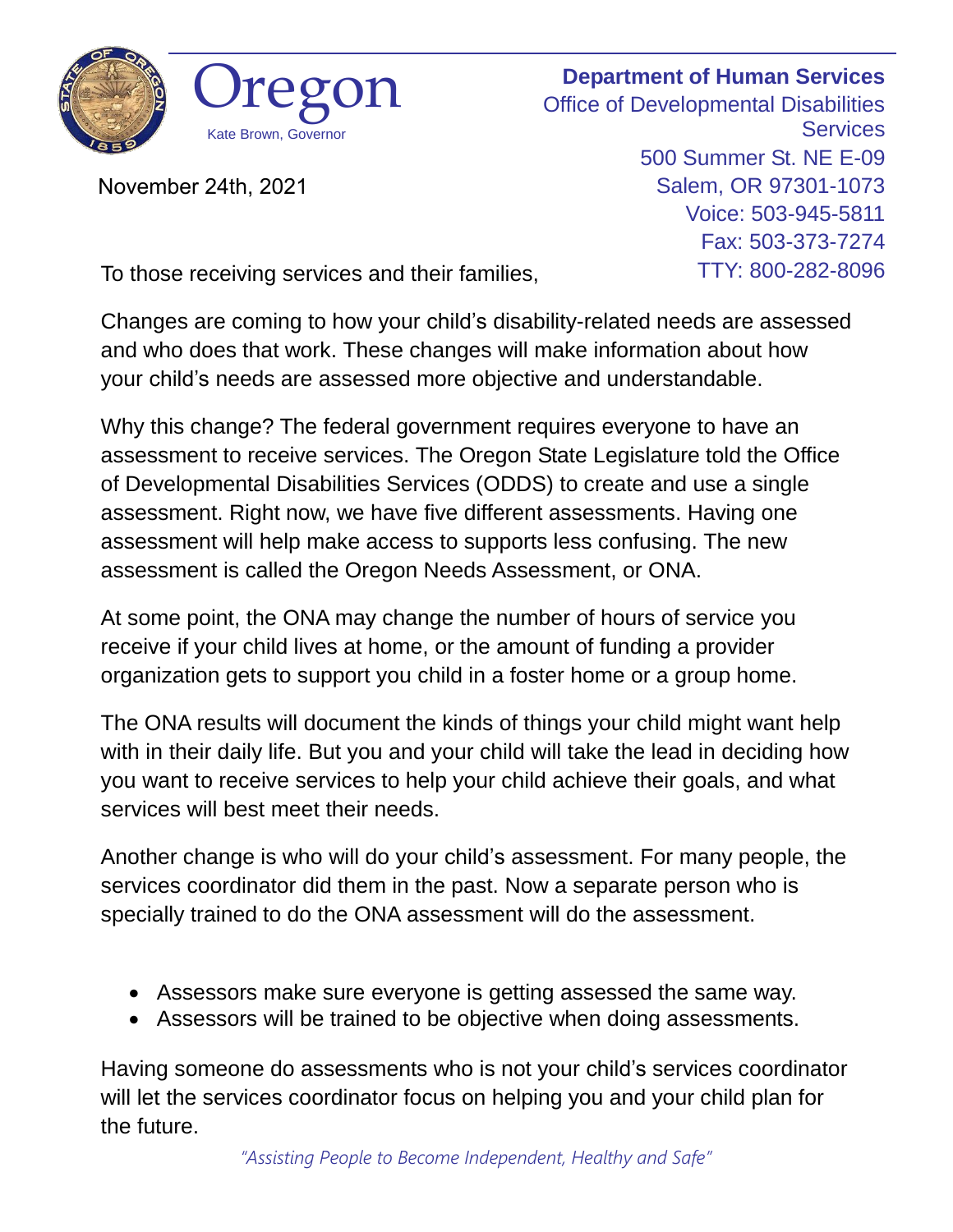Oregon

Kate Brown, Governor

**Department of Human Services**
Office of Developmental Disabilities Services
500 Summer St. NE E-09
Salem, OR 97301-1073
Voice: 503-945-5811
Fax: 503-373-7274
TTY: 800-282-8096

November 24th, 2021

To those receiving services and their families,

Changes are coming to how your child's disability-related needs are assessed and who does that work. These changes will make information about how your child's needs are assessed more objective and understandable.

Why this change? The federal government requires everyone to have an assessment to receive services. The Oregon State Legislature told the Office of Developmental Disabilities Services (ODDS) to create and use a single assessment. Right now, we have five different assessments. Having one assessment will help make access to supports less confusing. The new assessment is called the Oregon Needs Assessment, or ONA.

At some point, the ONA may change the number of hours of service you receive if your child lives at home, or the amount of funding a provider organization gets to support you child in a foster home or a group home.

The ONA results will document the kinds of things your child might want help with in their daily life. But you and your child will take the lead in deciding how you want to receive services to help your child achieve their goals, and what services will best meet their needs.

Another change is who will do your child's assessment. For many people, the services coordinator did them in the past. Now a separate person who is specially trained to do the ONA assessment will do the assessment.

- Assessors make sure everyone is getting assessed the same way.
- Assessors will be trained to be objective when doing assessments.

Having someone do assessments who is not your child's services coordinator will let the services coordinator focus on helping you and your child plan for the future.

*"Assisting People to Become Independent, Healthy and Safe"*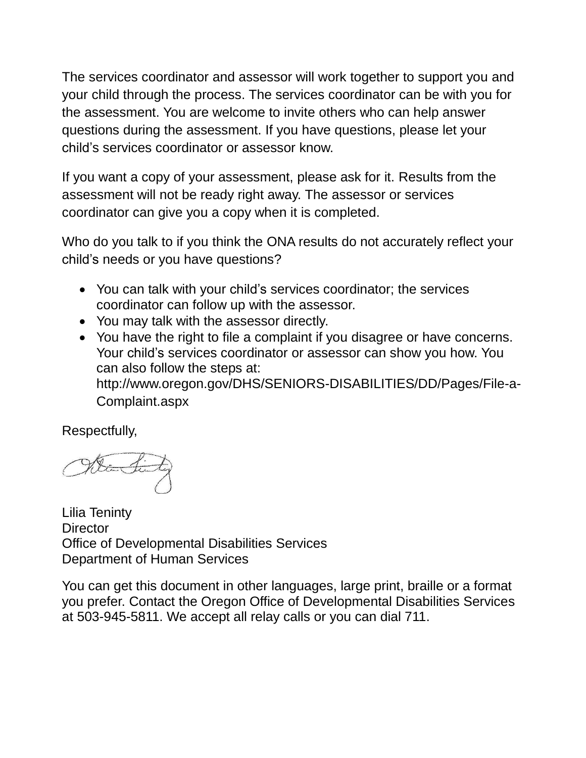The services coordinator and assessor will work together to support you and your child through the process. The services coordinator can be with you for the assessment. You are welcome to invite others who can help answer questions during the assessment. If you have questions, please let your child's services coordinator or assessor know.

If you want a copy of your assessment, please ask for it. Results from the assessment will not be ready right away. The assessor or services coordinator can give you a copy when it is completed.

Who do you talk to if you think the ONA results do not accurately reflect your child's needs or you have questions?

- You can talk with your child's services coordinator; the services coordinator can follow up with the assessor.
- You may talk with the assessor directly.
- You have the right to file a complaint if you disagree or have concerns. Your child's services coordinator or assessor can show you how. You can also follow the steps at: http://www.oregon.gov/DHS/SENIORS-DISABILITIES/DD/Pages/File-a-Complaint.aspx

Respectfully,

Lilia Teninty
Director
Office of Developmental Disabilities Services
Department of Human Services

You can get this document in other languages, large print, braille or a format you prefer. Contact the Oregon Office of Developmental Disabilities Services at 503-945-5811. We accept all relay calls or you can dial 711.